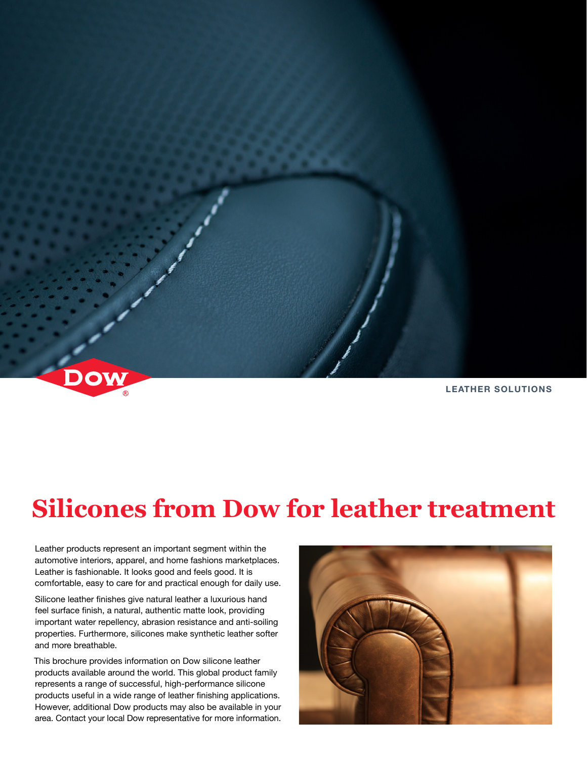LEATHER SOLUTIONS

# Silicones from Dow for leather treatment

Leather products represent an important segment within the automotive interiors, apparel, and home fashions marketplaces. Leather is fashionable. It looks good and feels good. It is comfortable, easy to care for and practical enough for daily use.

Silicone leather finishes give natural leather a luxurious hand feel surface finish, a natural, authentic matte look, providing important water repellency, abrasion resistance and anti-soiling properties. Furthermore, silicones make synthetic leather softer and more breathable.

This brochure provides information on Dow silicone leather products available around the world. This global product family represents a range of successful, high-performance silicone products useful in a wide range of leather finishing applications. However, additional Dow products may also be available in your area. Contact your local Dow representative for more information.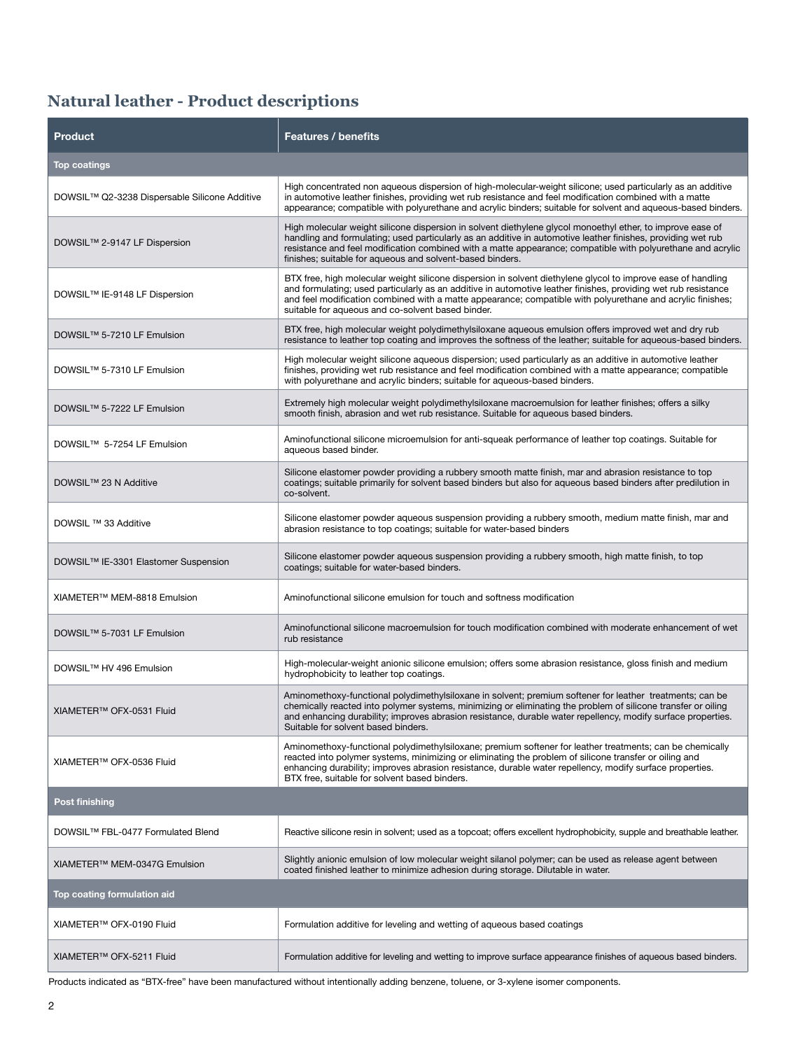## Natural leather - Product descriptions

| Product | Features / benefits |
|---|---|
| **Top coatings** | |
| DOWSIL™ Q2-3238 Dispersable Silicone Additive | High concentrated non aqueous dispersion of high-molecular-weight silicone; used particularly as an additive in automotive leather finishes, providing wet rub resistance and feel modification combined with a matte appearance; compatible with polyurethane and acrylic binders; suitable for solvent and aqueous-based binders. |
| DOWSIL™ 2-9147 LF Dispersion | High molecular weight silicone dispersion in solvent diethylene glycol monoethyl ether, to improve ease of handling and formulating; used particularly as an additive in automotive leather finishes, providing wet rub resistance and feel modification combined with a matte appearance; compatible with polyurethane and acrylic finishes; suitable for aqueous and solvent-based binders. |
| DOWSIL™ IE-9148 LF Dispersion | BTX free, high molecular weight silicone dispersion in solvent diethylene glycol to improve ease of handling and formulating; used particularly as an additive in automotive leather finishes, providing wet rub resistance and feel modification combined with a matte appearance; compatible with polyurethane and acrylic finishes; suitable for aqueous and co-solvent based binder. |
| DOWSIL™ 5-7210 LF Emulsion | BTX free, high molecular weight polydimethylsiloxane aqueous emulsion offers improved wet and dry rub resistance to leather top coating and improves the softness of the leather; suitable for aqueous-based binders. |
| DOWSIL™ 5-7310 LF Emulsion | High molecular weight silicone aqueous dispersion; used particularly as an additive in automotive leather finishes, providing wet rub resistance and feel modification combined with a matte appearance; compatible with polyurethane and acrylic binders; suitable for aqueous-based binders. |
| DOWSIL™ 5-7222 LF Emulsion | Extremely high molecular weight polydimethylsiloxane macroemulsion for leather finishes; offers a silky smooth finish, abrasion and wet rub resistance. Suitable for aqueous based binders. |
| DOWSIL™ 5-7254 LF Emulsion | Aminofunctional silicone microemulsion for anti-squeak performance of leather top coatings. Suitable for aqueous based binder. |
| DOWSIL™ 23 N Additive | Silicone elastomer powder providing a rubbery smooth matte finish, mar and abrasion resistance to top coatings; suitable primarily for solvent based binders but also for aqueous based binders after predilution in co-solvent. |
| DOWSIL ™ 33 Additive | Silicone elastomer powder aqueous suspension providing a rubbery smooth, medium matte finish, mar and abrasion resistance to top coatings; suitable for water-based binders |
| DOWSIL™ IE-3301 Elastomer Suspension | Silicone elastomer powder aqueous suspension providing a rubbery smooth, high matte finish, to top coatings; suitable for water-based binders. |
| XIAMETER™ MEM-8818 Emulsion | Aminofunctional silicone emulsion for touch and softness modification |
| DOWSIL™ 5-7031 LF Emulsion | Aminofunctional silicone macroemulsion for touch modification combined with moderate enhancement of wet rub resistance |
| DOWSIL™ HV 496 Emulsion | High-molecular-weight anionic silicone emulsion; offers some abrasion resistance, gloss finish and medium hydrophobicity to leather top coatings. |
| XIAMETER™ OFX-0531 Fluid | Aminomethoxy-functional polydimethylsiloxane in solvent; premium softener for leather treatments; can be chemically reacted into polymer systems, minimizing or eliminating the problem of silicone transfer or oiling and enhancing durability; improves abrasion resistance, durable water repellency, modify surface properties. Suitable for solvent based binders. |
| XIAMETER™ OFX-0536 Fluid | Aminomethoxy-functional polydimethylsiloxane; premium softener for leather treatments; can be chemically reacted into polymer systems, minimizing or eliminating the problem of silicone transfer or oiling and enhancing durability; improves abrasion resistance, durable water repellency, modify surface properties. BTX free, suitable for solvent based binders. |
| **Post finishing** | |
| DOWSIL™ FBL-0477 Formulated Blend | Reactive silicone resin in solvent; used as a topcoat; offers excellent hydrophobicity, supple and breathable leather. |
| XIAMETER™ MEM-0347G Emulsion | Slightly anionic emulsion of low molecular weight silanol polymer; can be used as release agent between coated finished leather to minimize adhesion during storage. Dilutable in water. |
| **Top coating formulation aid** | |
| XIAMETER™ OFX-0190 Fluid | Formulation additive for leveling and wetting of aqueous based coatings |
| XIAMETER™ OFX-5211 Fluid | Formulation additive for leveling and wetting to improve surface appearance finishes of aqueous based binders. |

Products indicated as "BTX-free" have been manufactured without intentionally adding benzene, toluene, or 3-xylene isomer components.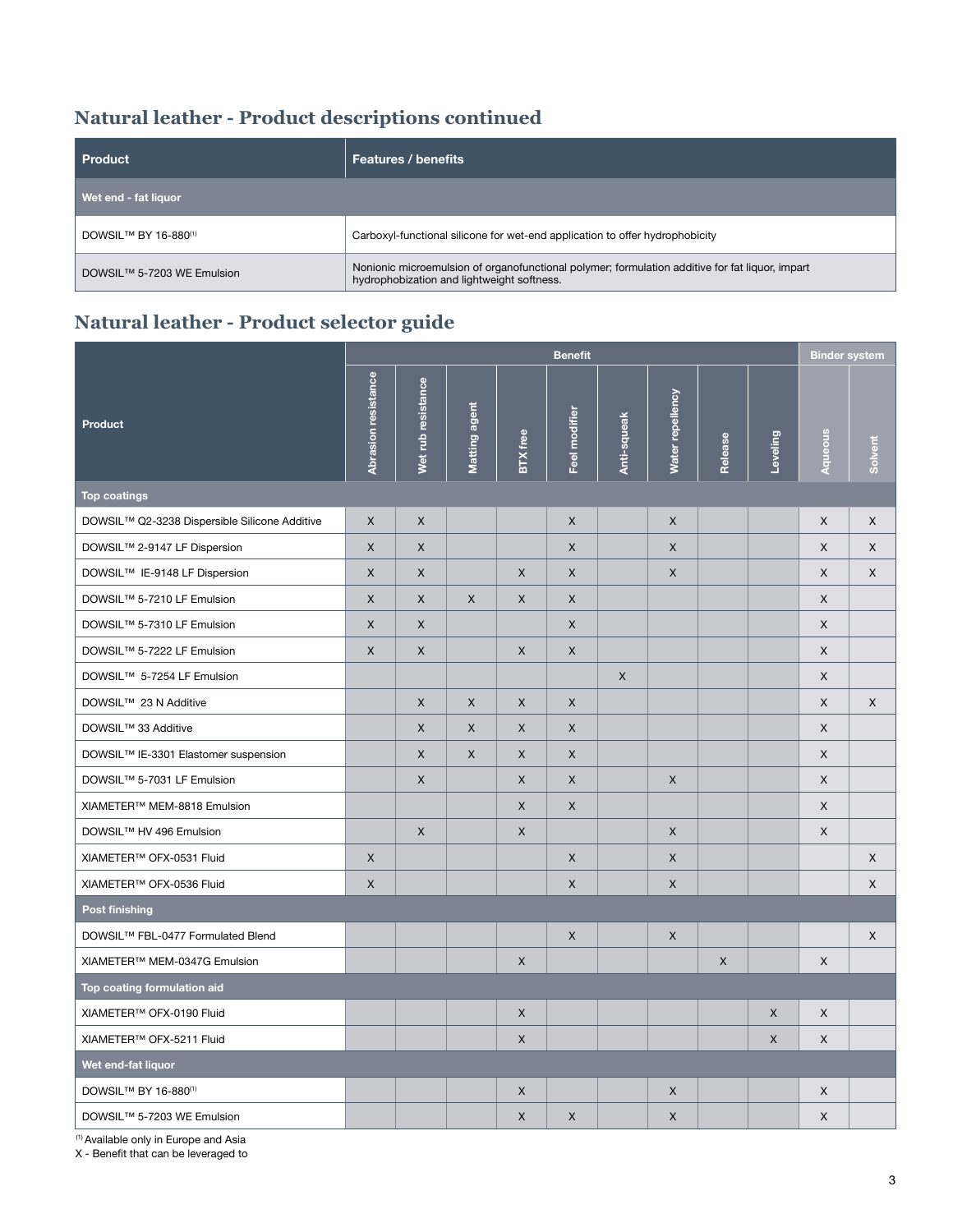## Natural leather - Product descriptions continued

| Product | Features / benefits |
|---|---|
| **Wet end - fat liquor** | |
| DOWSIL™ BY 16-880[1] | Carboxyl-functional silicone for wet-end application to offer hydrophobicity |
| DOWSIL™ 5-7203 WE Emulsion | Nonionic microemulsion of organofunctional polymer; formulation additive for fat liquor, impart hydrophobization and lightweight softness. |

## Natural leather - Product selector guide

| Product | Benefit | | | | | | | | | Binder system | |
|---|---|---|---|---|---|---|---|---|---|---|---|
| | Abrasion resistance | Wet rub resistance | Matting agent | BTX free | Feel modifier | Anti-squeak | Water repellency | Release | Leveling | Aqueous | Solvent |
| **Top coatings** | | | | | | | | | | | |
| DOWSIL™ Q2-3238 Dispersible Silicone Additive | X | X | | | X | | X | | | X | X |
| DOWSIL™ 2-9147 LF Dispersion | X | X | | | X | | X | | | X | X |
| DOWSIL™ IE-9148 LF Dispersion | X | X | | X | X | | X | | | X | X |
| DOWSIL™ 5-7210 LF Emulsion | X | X | X | X | X | | | | | X | |
| DOWSIL™ 5-7310 LF Emulsion | X | X | | | X | | | | | X | |
| DOWSIL™ 5-7222 LF Emulsion | X | X | | X | X | | | | | X | |
| DOWSIL™ 5-7254 LF Emulsion | | | | | | X | | | | X | |
| DOWSIL™ 23 N Additive | | X | X | X | X | | | | | X | X |
| DOWSIL™ 33 Additive | | X | X | X | X | | | | | X | |
| DOWSIL™ IE-3301 Elastomer suspension | | X | X | X | X | | | | | X | |
| DOWSIL™ 5-7031 LF Emulsion | | X | | X | X | | X | | | X | |
| XIAMETER™ MEM-8818 Emulsion | | | | X | X | | | | | X | |
| DOWSIL™ HV 496 Emulsion | | X | | X | | | X | | | X | |
| XIAMETER™ OFX-0531 Fluid | X | | | | X | | X | | | | X |
| XIAMETER™ OFX-0536 Fluid | X | | | | X | | X | | | | X |
| **Post finishing** | | | | | | | | | | | |
| DOWSIL™ FBL-0477 Formulated Blend | | | | | X | | X | | | | X |
| XIAMETER™ MEM-0347G Emulsion | | | | X | | | | X | | X | |
| **Top coating formulation aid** | | | | | | | | | | | |
| XIAMETER™ OFX-0190 Fluid | | | | X | | | | | X | X | |
| XIAMETER™ OFX-5211 Fluid | | | | X | | | | | X | X | |
| **Wet end-fat liquor** | | | | | | | | | | | |
| DOWSIL™ BY 16-880[1] | | | | X | | | X | | | X | |
| DOWSIL™ 5-7203 WE Emulsion | | | | X | X | | X | | | X | |

[1] Available only in Europe and Asia

X - Benefit that can be leveraged to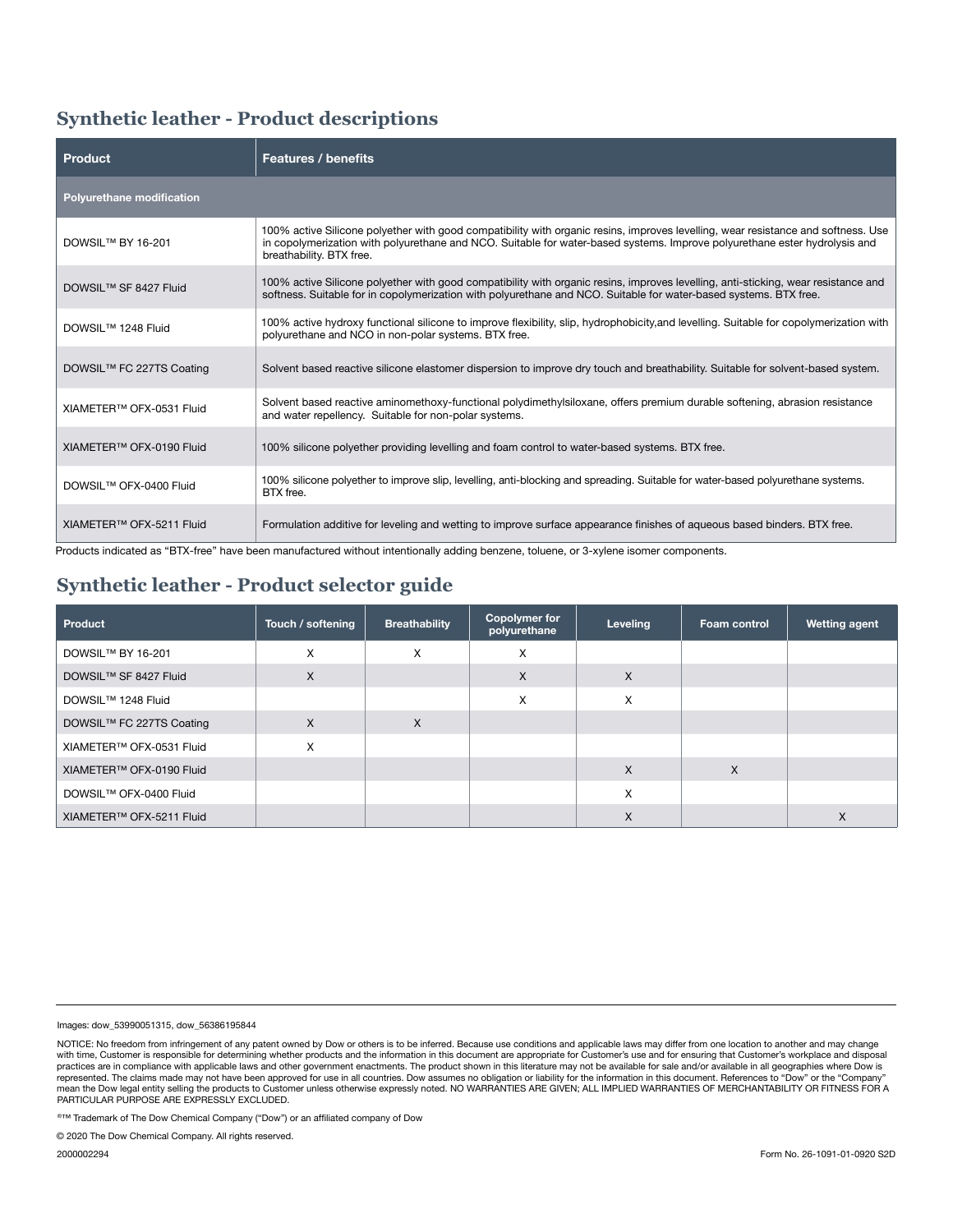## Synthetic leather - Product descriptions

| Product | Features / benefits |
|---|---|
| **Polyurethane modification** | |
| DOWSIL™ BY 16-201 | 100% active Silicone polyether with good compatibility with organic resins, improves levelling, wear resistance and softness. Use in copolymerization with polyurethane and NCO. Suitable for water-based systems. Improve polyurethane ester hydrolysis and breathability. BTX free. |
| DOWSIL™ SF 8427 Fluid | 100% active Silicone polyether with good compatibility with organic resins, improves levelling, anti-sticking, wear resistance and softness. Suitable for in copolymerization with polyurethane and NCO. Suitable for water-based systems. BTX free. |
| DOWSIL™ 1248 Fluid | 100% active hydroxy functional silicone to improve flexibility, slip, hydrophobicity,and levelling. Suitable for copolymerization with polyurethane and NCO in non-polar systems. BTX free. |
| DOWSIL™ FC 227TS Coating | Solvent based reactive silicone elastomer dispersion to improve dry touch and breathability. Suitable for solvent-based system. |
| XIAMETER™ OFX-0531 Fluid | Solvent based reactive aminomethoxy-functional polydimethylsiloxane, offers premium durable softening, abrasion resistance and water repellency. Suitable for non-polar systems. |
| XIAMETER™ OFX-0190 Fluid | 100% silicone polyether providing levelling and foam control to water-based systems. BTX free. |
| DOWSIL™ OFX-0400 Fluid | 100% silicone polyether to improve slip, levelling, anti-blocking and spreading. Suitable for water-based polyurethane systems. BTX free. |
| XIAMETER™ OFX-5211 Fluid | Formulation additive for leveling and wetting to improve surface appearance finishes of aqueous based binders. BTX free. |

Products indicated as "BTX-free" have been manufactured without intentionally adding benzene, toluene, or 3-xylene isomer components.

## Synthetic leather - Product selector guide

| Product | Touch / softening | Breathability | Copolymer for polyurethane | Leveling | Foam control | Wetting agent |
|---|---|---|---|---|---|---|
| DOWSIL™ BY 16-201 | X | X | X | | | |
| DOWSIL™ SF 8427 Fluid | X | | X | X | | |
| DOWSIL™ 1248 Fluid | | | X | X | | |
| DOWSIL™ FC 227TS Coating | X | X | | | | |
| XIAMETER™ OFX-0531 Fluid | X | | | | | |
| XIAMETER™ OFX-0190 Fluid | | | | X | X | |
| DOWSIL™ OFX-0400 Fluid | | | | X | | |
| XIAMETER™ OFX-5211 Fluid | | | | X | | X |

Images: dow_53990051315, dow_56386195844

NOTICE: No freedom from infringement of any patent owned by Dow or others is to be inferred. Because use conditions and applicable laws may differ from one location to another and may change with time, Customer is responsible for determining whether products and the information in this document are appropriate for Customer's use and for ensuring that Customer's workplace and disposal practices are in compliance with applicable laws and other government enactments. The product shown in this literature may not be available for sale and/or available in all geographies where Dow is represented. The claims made may not have been approved for use in all countries. Dow assumes no obligation or liability for the information in this document. References to "Dow" or the "Company" mean the Dow legal entity selling the products to Customer unless otherwise expressly noted. NO WARRANTIES ARE GIVEN; ALL IMPLIED WARRANTIES OF MERCHANTABILITY OR FITNESS FOR A PARTICULAR PURPOSE ARE EXPRESSLY EXCLUDED.

®™ Trademark of The Dow Chemical Company ("Dow") or an affiliated company of Dow

© 2020 The Dow Chemical Company. All rights reserved.

2000002294

Form No. 26-1091-01-0920 S2D